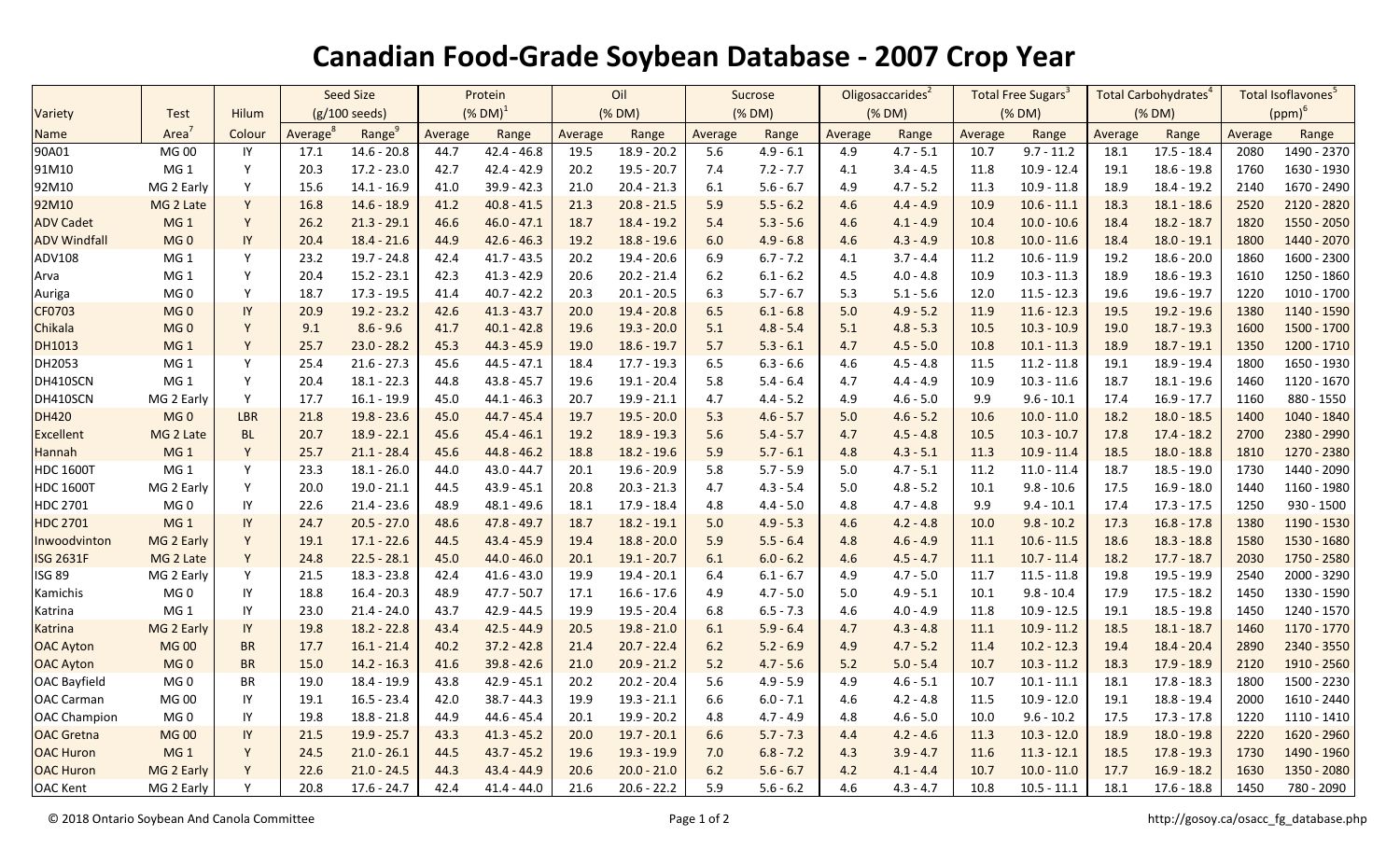# Canadian Food-Grade Soybean Database - 2007 Crop Year

| Variety | Test | Hilum | Seed Size (g/100 seeds) | | Protein (% DM)[1] | | Oil (% DM) | | Sucrose (% DM) | | Oligosaccarides[2] (% DM) | | Total Free Sugars[3] (% DM) | | Total Carbohydrates[4] (% DM) | | Total Isoflavones[5] (ppm)[6] | |
|---|---|---|---|---|---|---|---|---|---|---|---|---|---|---|---|---|---|---|
| Name | Area[7] | Colour | Average[8] | Range[9] | Average | Range | Average | Range | Average | Range | Average | Range | Average | Range | Average | Range | Average | Range |
| 90A01 | MG 00 | IY | 17.1 | 14.6 - 20.8 | 44.7 | 42.4 - 46.8 | 19.5 | 18.9 - 20.2 | 5.6 | 4.9 - 6.1 | 4.9 | 4.7 - 5.1 | 10.7 | 9.7 - 11.2 | 18.1 | 17.5 - 18.4 | 2080 | 1490 - 2370 |
| 91M10 | MG 1 | Y | 20.3 | 17.2 - 23.0 | 42.7 | 42.4 - 42.9 | 20.2 | 19.5 - 20.7 | 7.4 | 7.2 - 7.7 | 4.1 | 3.4 - 4.5 | 11.8 | 10.9 - 12.4 | 19.1 | 18.6 - 19.8 | 1760 | 1630 - 1930 |
| 92M10 | MG 2 Early | Y | 15.6 | 14.1 - 16.9 | 41.0 | 39.9 - 42.3 | 21.0 | 20.4 - 21.3 | 6.1 | 5.6 - 6.7 | 4.9 | 4.7 - 5.2 | 11.3 | 10.9 - 11.8 | 18.9 | 18.4 - 19.2 | 2140 | 1670 - 2490 |
| 92M10 | MG 2 Late | Y | 16.8 | 14.6 - 18.9 | 41.2 | 40.8 - 41.5 | 21.3 | 20.8 - 21.5 | 5.9 | 5.5 - 6.2 | 4.6 | 4.4 - 4.9 | 10.9 | 10.6 - 11.1 | 18.3 | 18.1 - 18.6 | 2520 | 2120 - 2820 |
| ADV Cadet | MG 1 | Y | 26.2 | 21.3 - 29.1 | 46.6 | 46.0 - 47.1 | 18.7 | 18.4 - 19.2 | 5.4 | 5.3 - 5.6 | 4.6 | 4.1 - 4.9 | 10.4 | 10.0 - 10.6 | 18.4 | 18.2 - 18.7 | 1820 | 1550 - 2050 |
| ADV Windfall | MG 0 | IY | 20.4 | 18.4 - 21.6 | 44.9 | 42.6 - 46.3 | 19.2 | 18.8 - 19.6 | 6.0 | 4.9 - 6.8 | 4.6 | 4.3 - 4.9 | 10.8 | 10.0 - 11.6 | 18.4 | 18.0 - 19.1 | 1800 | 1440 - 2070 |
| ADV108 | MG 1 | Y | 23.2 | 19.7 - 24.8 | 42.4 | 41.7 - 43.5 | 20.2 | 19.4 - 20.6 | 6.9 | 6.7 - 7.2 | 4.1 | 3.7 - 4.4 | 11.2 | 10.6 - 11.9 | 19.2 | 18.6 - 20.0 | 1860 | 1600 - 2300 |
| Arva | MG 1 | Y | 20.4 | 15.2 - 23.1 | 42.3 | 41.3 - 42.9 | 20.6 | 20.2 - 21.4 | 6.2 | 6.1 - 6.2 | 4.5 | 4.0 - 4.8 | 10.9 | 10.3 - 11.3 | 18.9 | 18.6 - 19.3 | 1610 | 1250 - 1860 |
| Auriga | MG 0 | Y | 18.7 | 17.3 - 19.5 | 41.4 | 40.7 - 42.2 | 20.3 | 20.1 - 20.5 | 6.3 | 5.7 - 6.7 | 5.3 | 5.1 - 5.6 | 12.0 | 11.5 - 12.3 | 19.6 | 19.6 - 19.7 | 1220 | 1010 - 1700 |
| CF0703 | MG 0 | IY | 20.9 | 19.2 - 23.2 | 42.6 | 41.3 - 43.7 | 20.0 | 19.4 - 20.8 | 6.5 | 6.1 - 6.8 | 5.0 | 4.9 - 5.2 | 11.9 | 11.6 - 12.3 | 19.5 | 19.2 - 19.6 | 1380 | 1140 - 1590 |
| Chikala | MG 0 | Y | 9.1 | 8.6 - 9.6 | 41.7 | 40.1 - 42.8 | 19.6 | 19.3 - 20.0 | 5.1 | 4.8 - 5.4 | 5.1 | 4.8 - 5.3 | 10.5 | 10.3 - 10.9 | 19.0 | 18.7 - 19.3 | 1600 | 1500 - 1700 |
| DH1013 | MG 1 | Y | 25.7 | 23.0 - 28.2 | 45.3 | 44.3 - 45.9 | 19.0 | 18.6 - 19.7 | 5.7 | 5.3 - 6.1 | 4.7 | 4.5 - 5.0 | 10.8 | 10.1 - 11.3 | 18.9 | 18.7 - 19.1 | 1350 | 1200 - 1710 |
| DH2053 | MG 1 | Y | 25.4 | 21.6 - 27.3 | 45.6 | 44.5 - 47.1 | 18.4 | 17.7 - 19.3 | 6.5 | 6.3 - 6.6 | 4.6 | 4.5 - 4.8 | 11.5 | 11.2 - 11.8 | 19.1 | 18.9 - 19.4 | 1800 | 1650 - 1930 |
| DH410SCN | MG 1 | Y | 20.4 | 18.1 - 22.3 | 44.8 | 43.8 - 45.7 | 19.6 | 19.1 - 20.4 | 5.8 | 5.4 - 6.4 | 4.7 | 4.4 - 4.9 | 10.9 | 10.3 - 11.6 | 18.7 | 18.1 - 19.6 | 1460 | 1120 - 1670 |
| DH410SCN | MG 2 Early | Y | 17.7 | 16.1 - 19.9 | 45.0 | 44.1 - 46.3 | 20.7 | 19.9 - 21.1 | 4.7 | 4.4 - 5.2 | 4.9 | 4.6 - 5.0 | 9.9 | 9.6 - 10.1 | 17.4 | 16.9 - 17.7 | 1160 | 880 - 1550 |
| DH420 | MG 0 | LBR | 21.8 | 19.8 - 23.6 | 45.0 | 44.7 - 45.4 | 19.7 | 19.5 - 20.0 | 5.3 | 4.6 - 5.7 | 5.0 | 4.6 - 5.2 | 10.6 | 10.0 - 11.0 | 18.2 | 18.0 - 18.5 | 1400 | 1040 - 1840 |
| Excellent | MG 2 Late | BL | 20.7 | 18.9 - 22.1 | 45.6 | 45.4 - 46.1 | 19.2 | 18.9 - 19.3 | 5.6 | 5.4 - 5.7 | 4.7 | 4.5 - 4.8 | 10.5 | 10.3 - 10.7 | 17.8 | 17.4 - 18.2 | 2700 | 2380 - 2990 |
| Hannah | MG 1 | Y | 25.7 | 21.1 - 28.4 | 45.6 | 44.8 - 46.2 | 18.8 | 18.2 - 19.6 | 5.9 | 5.7 - 6.1 | 4.8 | 4.3 - 5.1 | 11.3 | 10.9 - 11.4 | 18.5 | 18.0 - 18.8 | 1810 | 1270 - 2380 |
| HDC 1600T | MG 1 | Y | 23.3 | 18.1 - 26.0 | 44.0 | 43.0 - 44.7 | 20.1 | 19.6 - 20.9 | 5.8 | 5.7 - 5.9 | 5.0 | 4.7 - 5.1 | 11.2 | 11.0 - 11.4 | 18.7 | 18.5 - 19.0 | 1730 | 1440 - 2090 |
| HDC 1600T | MG 2 Early | Y | 20.0 | 19.0 - 21.1 | 44.5 | 43.9 - 45.1 | 20.8 | 20.3 - 21.3 | 4.7 | 4.3 - 5.4 | 5.0 | 4.8 - 5.2 | 10.1 | 9.8 - 10.6 | 17.5 | 16.9 - 18.0 | 1440 | 1160 - 1980 |
| HDC 2701 | MG 0 | IY | 22.6 | 21.4 - 23.6 | 48.9 | 48.1 - 49.6 | 18.1 | 17.9 - 18.4 | 4.8 | 4.4 - 5.0 | 4.8 | 4.7 - 4.8 | 9.9 | 9.4 - 10.1 | 17.4 | 17.3 - 17.5 | 1250 | 930 - 1500 |
| HDC 2701 | MG 1 | IY | 24.7 | 20.5 - 27.0 | 48.6 | 47.8 - 49.7 | 18.7 | 18.2 - 19.1 | 5.0 | 4.9 - 5.3 | 4.6 | 4.2 - 4.8 | 10.0 | 9.8 - 10.2 | 17.3 | 16.8 - 17.8 | 1380 | 1190 - 1530 |
| Inwoodvinton | MG 2 Early | Y | 19.1 | 17.1 - 22.6 | 44.5 | 43.4 - 45.9 | 19.4 | 18.8 - 20.0 | 5.9 | 5.5 - 6.4 | 4.8 | 4.6 - 4.9 | 11.1 | 10.6 - 11.5 | 18.6 | 18.3 - 18.8 | 1580 | 1530 - 1680 |
| ISG 2631F | MG 2 Late | Y | 24.8 | 22.5 - 28.1 | 45.0 | 44.0 - 46.0 | 20.1 | 19.1 - 20.7 | 6.1 | 6.0 - 6.2 | 4.6 | 4.5 - 4.7 | 11.1 | 10.7 - 11.4 | 18.2 | 17.7 - 18.7 | 2030 | 1750 - 2580 |
| ISG 89 | MG 2 Early | Y | 21.5 | 18.3 - 23.8 | 42.4 | 41.6 - 43.0 | 19.9 | 19.4 - 20.1 | 6.4 | 6.1 - 6.7 | 4.9 | 4.7 - 5.0 | 11.7 | 11.5 - 11.8 | 19.8 | 19.5 - 19.9 | 2540 | 2000 - 3290 |
| Kamichis | MG 0 | IY | 18.8 | 16.4 - 20.3 | 48.9 | 47.7 - 50.7 | 17.1 | 16.6 - 17.6 | 4.9 | 4.7 - 5.0 | 5.0 | 4.9 - 5.1 | 10.1 | 9.8 - 10.4 | 17.9 | 17.5 - 18.2 | 1450 | 1330 - 1590 |
| Katrina | MG 1 | IY | 23.0 | 21.4 - 24.0 | 43.7 | 42.9 - 44.5 | 19.9 | 19.5 - 20.4 | 6.8 | 6.5 - 7.3 | 4.6 | 4.0 - 4.9 | 11.8 | 10.9 - 12.5 | 19.1 | 18.5 - 19.8 | 1450 | 1240 - 1570 |
| Katrina | MG 2 Early | IY | 19.8 | 18.2 - 22.8 | 43.4 | 42.5 - 44.9 | 20.5 | 19.8 - 21.0 | 6.1 | 5.9 - 6.4 | 4.7 | 4.3 - 4.8 | 11.1 | 10.9 - 11.2 | 18.5 | 18.1 - 18.7 | 1460 | 1170 - 1770 |
| OAC Ayton | MG 00 | BR | 17.7 | 16.1 - 21.4 | 40.2 | 37.2 - 42.8 | 21.4 | 20.7 - 22.4 | 6.2 | 5.2 - 6.9 | 4.9 | 4.7 - 5.2 | 11.4 | 10.2 - 12.3 | 19.4 | 18.4 - 20.4 | 2890 | 2340 - 3550 |
| OAC Ayton | MG 0 | BR | 15.0 | 14.2 - 16.3 | 41.6 | 39.8 - 42.6 | 21.0 | 20.9 - 21.2 | 5.2 | 4.7 - 5.6 | 5.2 | 5.0 - 5.4 | 10.7 | 10.3 - 11.2 | 18.3 | 17.9 - 18.9 | 2120 | 1910 - 2560 |
| OAC Bayfield | MG 0 | BR | 19.0 | 18.4 - 19.9 | 43.8 | 42.9 - 45.1 | 20.2 | 20.2 - 20.4 | 5.6 | 4.9 - 5.9 | 4.9 | 4.6 - 5.1 | 10.7 | 10.1 - 11.1 | 18.1 | 17.8 - 18.3 | 1800 | 1500 - 2230 |
| OAC Carman | MG 00 | IY | 19.1 | 16.5 - 23.4 | 42.0 | 38.7 - 44.3 | 19.9 | 19.3 - 21.1 | 6.6 | 6.0 - 7.1 | 4.6 | 4.2 - 4.8 | 11.5 | 10.9 - 12.0 | 19.1 | 18.8 - 19.4 | 2000 | 1610 - 2440 |
| OAC Champion | MG 0 | IY | 19.8 | 18.8 - 21.8 | 44.9 | 44.6 - 45.4 | 20.1 | 19.9 - 20.2 | 4.8 | 4.7 - 4.9 | 4.8 | 4.6 - 5.0 | 10.0 | 9.6 - 10.2 | 17.5 | 17.3 - 17.8 | 1220 | 1110 - 1410 |
| OAC Gretna | MG 00 | IY | 21.5 | 19.9 - 25.7 | 43.3 | 41.3 - 45.2 | 20.0 | 19.7 - 20.1 | 6.6 | 5.7 - 7.3 | 4.4 | 4.2 - 4.6 | 11.3 | 10.3 - 12.0 | 18.9 | 18.0 - 19.8 | 2220 | 1620 - 2960 |
| OAC Huron | MG 1 | Y | 24.5 | 21.0 - 26.1 | 44.5 | 43.7 - 45.2 | 19.6 | 19.3 - 19.9 | 7.0 | 6.8 - 7.2 | 4.3 | 3.9 - 4.7 | 11.6 | 11.3 - 12.1 | 18.5 | 17.8 - 19.3 | 1730 | 1490 - 1960 |
| OAC Huron | MG 2 Early | Y | 22.6 | 21.0 - 24.5 | 44.3 | 43.4 - 44.9 | 20.6 | 20.0 - 21.0 | 6.2 | 5.6 - 6.7 | 4.2 | 4.1 - 4.4 | 10.7 | 10.0 - 11.0 | 17.7 | 16.9 - 18.2 | 1630 | 1350 - 2080 |
| OAC Kent | MG 2 Early | Y | 20.8 | 17.6 - 24.7 | 42.4 | 41.4 - 44.0 | 21.6 | 20.6 - 22.2 | 5.9 | 5.6 - 6.2 | 4.6 | 4.3 - 4.7 | 10.8 | 10.5 - 11.1 | 18.1 | 17.6 - 18.8 | 1450 | 780 - 2090 |

© 2018 Ontario Soybean And Canola Committee

http://gosoy.ca/osacc_fg_database.php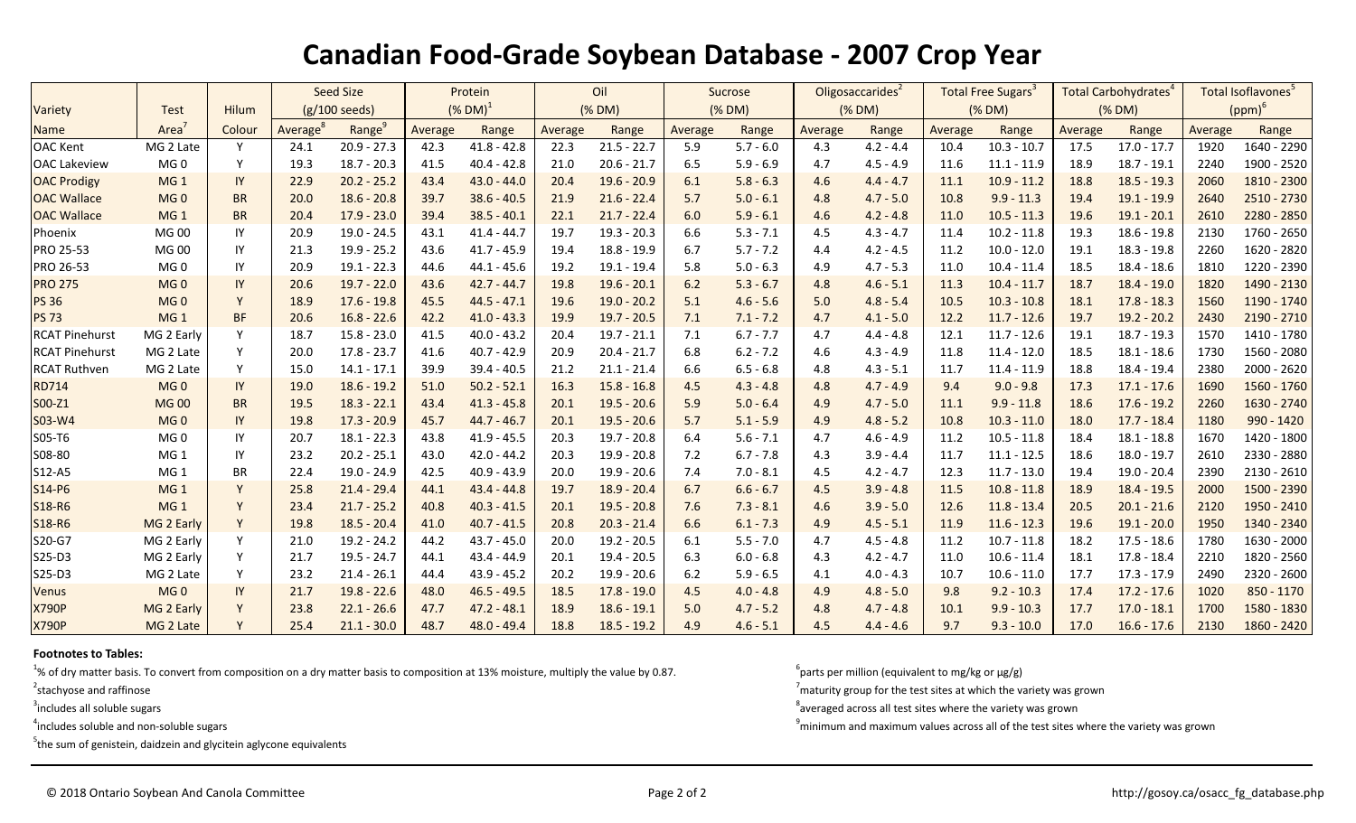# Canadian Food-Grade Soybean Database - 2007 Crop Year

| Variety | Test | Hilum | Seed Size (g/100 seeds) | | Protein (% DM)[1] | | Oil (% DM) | | Sucrose (% DM) | | Oligosaccarides[2] (% DM) | | Total Free Sugars[3] (% DM) | | Total Carbohydrates[4] (% DM) | | Total Isoflavones[5] (ppm)[6] | |
|---|---|---|---|---|---|---|---|---|---|---|---|---|---|---|---|---|---|---|
| Name | Area[7] | Colour | Average[8] | Range[9] | Average | Range | Average | Range | Average | Range | Average | Range | Average | Range | Average | Range | Average | Range |
| OAC Kent | MG 2 Late | Y | 24.1 | 20.9 - 27.3 | 42.3 | 41.8 - 42.8 | 22.3 | 21.5 - 22.7 | 5.9 | 5.7 - 6.0 | 4.3 | 4.2 - 4.4 | 10.4 | 10.3 - 10.7 | 17.5 | 17.0 - 17.7 | 1920 | 1640 - 2290 |
| OAC Lakeview | MG 0 | Y | 19.3 | 18.7 - 20.3 | 41.5 | 40.4 - 42.8 | 21.0 | 20.6 - 21.7 | 6.5 | 5.9 - 6.9 | 4.7 | 4.5 - 4.9 | 11.6 | 11.1 - 11.9 | 18.9 | 18.7 - 19.1 | 2240 | 1900 - 2520 |
| OAC Prodigy | MG 1 | IY | 22.9 | 20.2 - 25.2 | 43.4 | 43.0 - 44.0 | 20.4 | 19.6 - 20.9 | 6.1 | 5.8 - 6.3 | 4.6 | 4.4 - 4.7 | 11.1 | 10.9 - 11.2 | 18.8 | 18.5 - 19.3 | 2060 | 1810 - 2300 |
| OAC Wallace | MG 0 | BR | 20.0 | 18.6 - 20.8 | 39.7 | 38.6 - 40.5 | 21.9 | 21.6 - 22.4 | 5.7 | 5.0 - 6.1 | 4.8 | 4.7 - 5.0 | 10.8 | 9.9 - 11.3 | 19.4 | 19.1 - 19.9 | 2640 | 2510 - 2730 |
| OAC Wallace | MG 1 | BR | 20.4 | 17.9 - 23.0 | 39.4 | 38.5 - 40.1 | 22.1 | 21.7 - 22.4 | 6.0 | 5.9 - 6.1 | 4.6 | 4.2 - 4.8 | 11.0 | 10.5 - 11.3 | 19.6 | 19.1 - 20.1 | 2610 | 2280 - 2850 |
| Phoenix | MG 00 | IY | 20.9 | 19.0 - 24.5 | 43.1 | 41.4 - 44.7 | 19.7 | 19.3 - 20.3 | 6.6 | 5.3 - 7.1 | 4.5 | 4.3 - 4.7 | 11.4 | 10.2 - 11.8 | 19.3 | 18.6 - 19.8 | 2130 | 1760 - 2650 |
| PRO 25-53 | MG 00 | IY | 21.3 | 19.9 - 25.2 | 43.6 | 41.7 - 45.9 | 19.4 | 18.8 - 19.9 | 6.7 | 5.7 - 7.2 | 4.4 | 4.2 - 4.5 | 11.2 | 10.0 - 12.0 | 19.1 | 18.3 - 19.8 | 2260 | 1620 - 2820 |
| PRO 26-53 | MG 0 | IY | 20.9 | 19.1 - 22.3 | 44.6 | 44.1 - 45.6 | 19.2 | 19.1 - 19.4 | 5.8 | 5.0 - 6.3 | 4.9 | 4.7 - 5.3 | 11.0 | 10.4 - 11.4 | 18.5 | 18.4 - 18.6 | 1810 | 1220 - 2390 |
| PRO 275 | MG 0 | IY | 20.6 | 19.7 - 22.0 | 43.6 | 42.7 - 44.7 | 19.8 | 19.6 - 20.1 | 6.2 | 5.3 - 6.7 | 4.8 | 4.6 - 5.1 | 11.3 | 10.4 - 11.7 | 18.7 | 18.4 - 19.0 | 1820 | 1490 - 2130 |
| PS 36 | MG 0 | Y | 18.9 | 17.6 - 19.8 | 45.5 | 44.5 - 47.1 | 19.6 | 19.0 - 20.2 | 5.1 | 4.6 - 5.6 | 5.0 | 4.8 - 5.4 | 10.5 | 10.3 - 10.8 | 18.1 | 17.8 - 18.3 | 1560 | 1190 - 1740 |
| PS 73 | MG 1 | BF | 20.6 | 16.8 - 22.6 | 42.2 | 41.0 - 43.3 | 19.9 | 19.7 - 20.5 | 7.1 | 7.1 - 7.2 | 4.7 | 4.1 - 5.0 | 12.2 | 11.7 - 12.6 | 19.7 | 19.2 - 20.2 | 2430 | 2190 - 2710 |
| RCAT Pinehurst | MG 2 Early | Y | 18.7 | 15.8 - 23.0 | 41.5 | 40.0 - 43.2 | 20.4 | 19.7 - 21.1 | 7.1 | 6.7 - 7.7 | 4.7 | 4.4 - 4.8 | 12.1 | 11.7 - 12.6 | 19.1 | 18.7 - 19.3 | 1570 | 1410 - 1780 |
| RCAT Pinehurst | MG 2 Late | Y | 20.0 | 17.8 - 23.7 | 41.6 | 40.7 - 42.9 | 20.9 | 20.4 - 21.7 | 6.8 | 6.2 - 7.2 | 4.6 | 4.3 - 4.9 | 11.8 | 11.4 - 12.0 | 18.5 | 18.1 - 18.6 | 1730 | 1560 - 2080 |
| RCAT Ruthven | MG 2 Late | Y | 15.0 | 14.1 - 17.1 | 39.9 | 39.4 - 40.5 | 21.2 | 21.1 - 21.4 | 6.6 | 6.5 - 6.8 | 4.8 | 4.3 - 5.1 | 11.7 | 11.4 - 11.9 | 18.8 | 18.4 - 19.4 | 2380 | 2000 - 2620 |
| RD714 | MG 0 | IY | 19.0 | 18.6 - 19.2 | 51.0 | 50.2 - 52.1 | 16.3 | 15.8 - 16.8 | 4.5 | 4.3 - 4.8 | 4.8 | 4.7 - 4.9 | 9.4 | 9.0 - 9.8 | 17.3 | 17.1 - 17.6 | 1690 | 1560 - 1760 |
| S00-Z1 | MG 00 | BR | 19.5 | 18.3 - 22.1 | 43.4 | 41.3 - 45.8 | 20.1 | 19.5 - 20.6 | 5.9 | 5.0 - 6.4 | 4.9 | 4.7 - 5.0 | 11.1 | 9.9 - 11.8 | 18.6 | 17.6 - 19.2 | 2260 | 1630 - 2740 |
| S03-W4 | MG 0 | IY | 19.8 | 17.3 - 20.9 | 45.7 | 44.7 - 46.7 | 20.1 | 19.5 - 20.6 | 5.7 | 5.1 - 5.9 | 4.9 | 4.8 - 5.2 | 10.8 | 10.3 - 11.0 | 18.0 | 17.7 - 18.4 | 1180 | 990 - 1420 |
| S05-T6 | MG 0 | IY | 20.7 | 18.1 - 22.3 | 43.8 | 41.9 - 45.5 | 20.3 | 19.7 - 20.8 | 6.4 | 5.6 - 7.1 | 4.7 | 4.6 - 4.9 | 11.2 | 10.5 - 11.8 | 18.4 | 18.1 - 18.8 | 1670 | 1420 - 1800 |
| S08-80 | MG 1 | IY | 23.2 | 20.2 - 25.1 | 43.0 | 42.0 - 44.2 | 20.3 | 19.9 - 20.8 | 7.2 | 6.7 - 7.8 | 4.3 | 3.9 - 4.4 | 11.7 | 11.1 - 12.5 | 18.6 | 18.0 - 19.7 | 2610 | 2330 - 2880 |
| S12-A5 | MG 1 | BR | 22.4 | 19.0 - 24.9 | 42.5 | 40.9 - 43.9 | 20.0 | 19.9 - 20.6 | 7.4 | 7.0 - 8.1 | 4.5 | 4.2 - 4.7 | 12.3 | 11.7 - 13.0 | 19.4 | 19.0 - 20.4 | 2390 | 2130 - 2610 |
| S14-P6 | MG 1 | Y | 25.8 | 21.4 - 29.4 | 44.1 | 43.4 - 44.8 | 19.7 | 18.9 - 20.4 | 6.7 | 6.6 - 6.7 | 4.5 | 3.9 - 4.8 | 11.5 | 10.8 - 11.8 | 18.9 | 18.4 - 19.5 | 2000 | 1500 - 2390 |
| S18-R6 | MG 1 | Y | 23.4 | 21.7 - 25.2 | 40.8 | 40.3 - 41.5 | 20.1 | 19.5 - 20.8 | 7.6 | 7.3 - 8.1 | 4.6 | 3.9 - 5.0 | 12.6 | 11.8 - 13.4 | 20.5 | 20.1 - 21.6 | 2120 | 1950 - 2410 |
| S18-R6 | MG 2 Early | Y | 19.8 | 18.5 - 20.4 | 41.0 | 40.7 - 41.5 | 20.8 | 20.3 - 21.4 | 6.6 | 6.1 - 7.3 | 4.9 | 4.5 - 5.1 | 11.9 | 11.6 - 12.3 | 19.6 | 19.1 - 20.0 | 1950 | 1340 - 2340 |
| S20-G7 | MG 2 Early | Y | 21.0 | 19.2 - 24.2 | 44.2 | 43.7 - 45.0 | 20.0 | 19.2 - 20.5 | 6.1 | 5.5 - 7.0 | 4.7 | 4.5 - 4.8 | 11.2 | 10.7 - 11.8 | 18.2 | 17.5 - 18.6 | 1780 | 1630 - 2000 |
| S25-D3 | MG 2 Early | Y | 21.7 | 19.5 - 24.7 | 44.1 | 43.4 - 44.9 | 20.1 | 19.4 - 20.5 | 6.3 | 6.0 - 6.8 | 4.3 | 4.2 - 4.7 | 11.0 | 10.6 - 11.4 | 18.1 | 17.8 - 18.4 | 2210 | 1820 - 2560 |
| S25-D3 | MG 2 Late | Y | 23.2 | 21.4 - 26.1 | 44.4 | 43.9 - 45.2 | 20.2 | 19.9 - 20.6 | 6.2 | 5.9 - 6.5 | 4.1 | 4.0 - 4.3 | 10.7 | 10.6 - 11.0 | 17.7 | 17.3 - 17.9 | 2490 | 2320 - 2600 |
| Venus | MG 0 | IY | 21.7 | 19.8 - 22.6 | 48.0 | 46.5 - 49.5 | 18.5 | 17.8 - 19.0 | 4.5 | 4.0 - 4.8 | 4.9 | 4.8 - 5.0 | 9.8 | 9.2 - 10.3 | 17.4 | 17.2 - 17.6 | 1020 | 850 - 1170 |
| X790P | MG 2 Early | Y | 23.8 | 22.1 - 26.6 | 47.7 | 47.2 - 48.1 | 18.9 | 18.6 - 19.1 | 5.0 | 4.7 - 5.2 | 4.8 | 4.7 - 4.8 | 10.1 | 9.9 - 10.3 | 17.7 | 17.0 - 18.1 | 1700 | 1580 - 1830 |
| X790P | MG 2 Late | Y | 25.4 | 21.1 - 30.0 | 48.7 | 48.0 - 49.4 | 18.8 | 18.5 - 19.2 | 4.9 | 4.6 - 5.1 | 4.5 | 4.4 - 4.6 | 9.7 | 9.3 - 10.0 | 17.0 | 16.6 - 17.6 | 2130 | 1860 - 2420 |

**Footnotes to Tables:**

[1]% of dry matter basis. To convert from composition on a dry matter basis to composition at 13% moisture, multiply the value by 0.87.

[2]stachyose and raffinose

[3]includes all soluble sugars

[4]includes soluble and non-soluble sugars

[5]the sum of genistein, daidzein and glycitein aglycone equivalents

[6]parts per million (equivalent to mg/kg or µg/g)

[7]maturity group for the test sites at which the variety was grown

[8]averaged across all test sites where the variety was grown

[9]minimum and maximum values across all of the test sites where the variety was grown

© 2018 Ontario Soybean And Canola Committee

http://gosoy.ca/osacc_fg_database.php